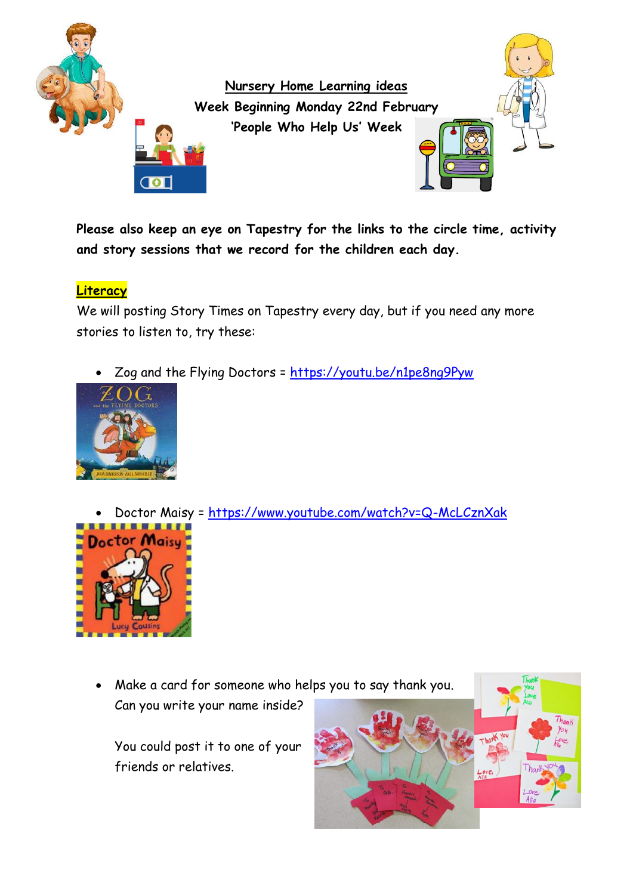# Nursery Home Learning ideas

**Week Beginning Monday 22nd February**

**'People Who Help Us' Week**

**Please also keep an eye on Tapestry for the links to the circle time, activity and story sessions that we record for the children each day.**

## Literacy

We will posting Story Times on Tapestry every day, but if you need any more stories to listen to, try these:

- Zog and the Flying Doctors = https://youtu.be/n1pe8ng9Pyw
- Doctor Maisy = https://www.youtube.com/watch?v=Q-McLCznXak
- Make a card for someone who helps you to say thank you. Can you write your name inside?

  You could post it to one of your friends or relatives.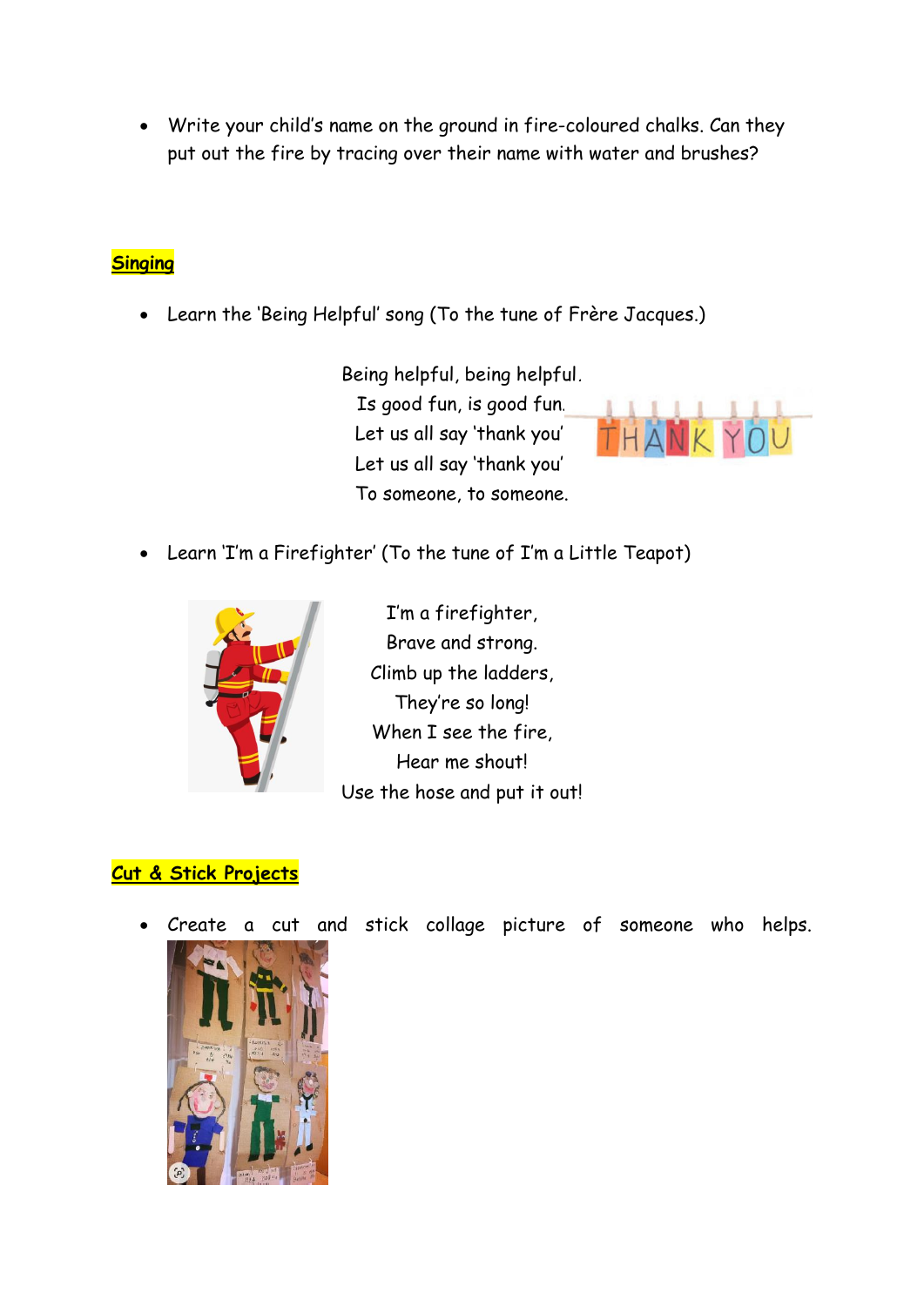- Write your child's name on the ground in fire-coloured chalks. Can they put out the fire by tracing over their name with water and brushes?

## Singing

- Learn the 'Being Helpful' song (To the tune of Frère Jacques.)

Being helpful, being helpful.
Is good fun, is good fun.
Let us all say 'thank you'
Let us all say 'thank you'
To someone, to someone.

- Learn 'I'm a Firefighter' (To the tune of I'm a Little Teapot)

I'm a firefighter,
Brave and strong.
Climb up the ladders,
They're so long!
When I see the fire,
Hear me shout!
Use the hose and put it out!

## Cut & Stick Projects

- Create a cut and stick collage picture of someone who helps.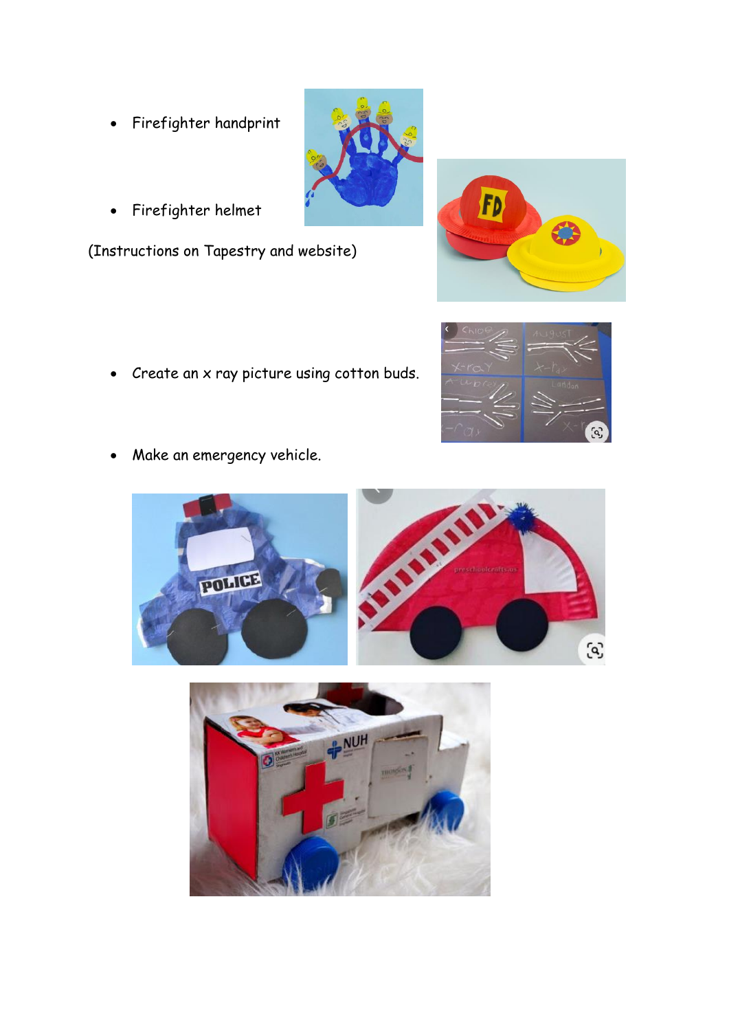- Firefighter handprint
- Firefighter helmet

(Instructions on Tapestry and website)

- Create an x ray picture using cotton buds.
- Make an emergency vehicle.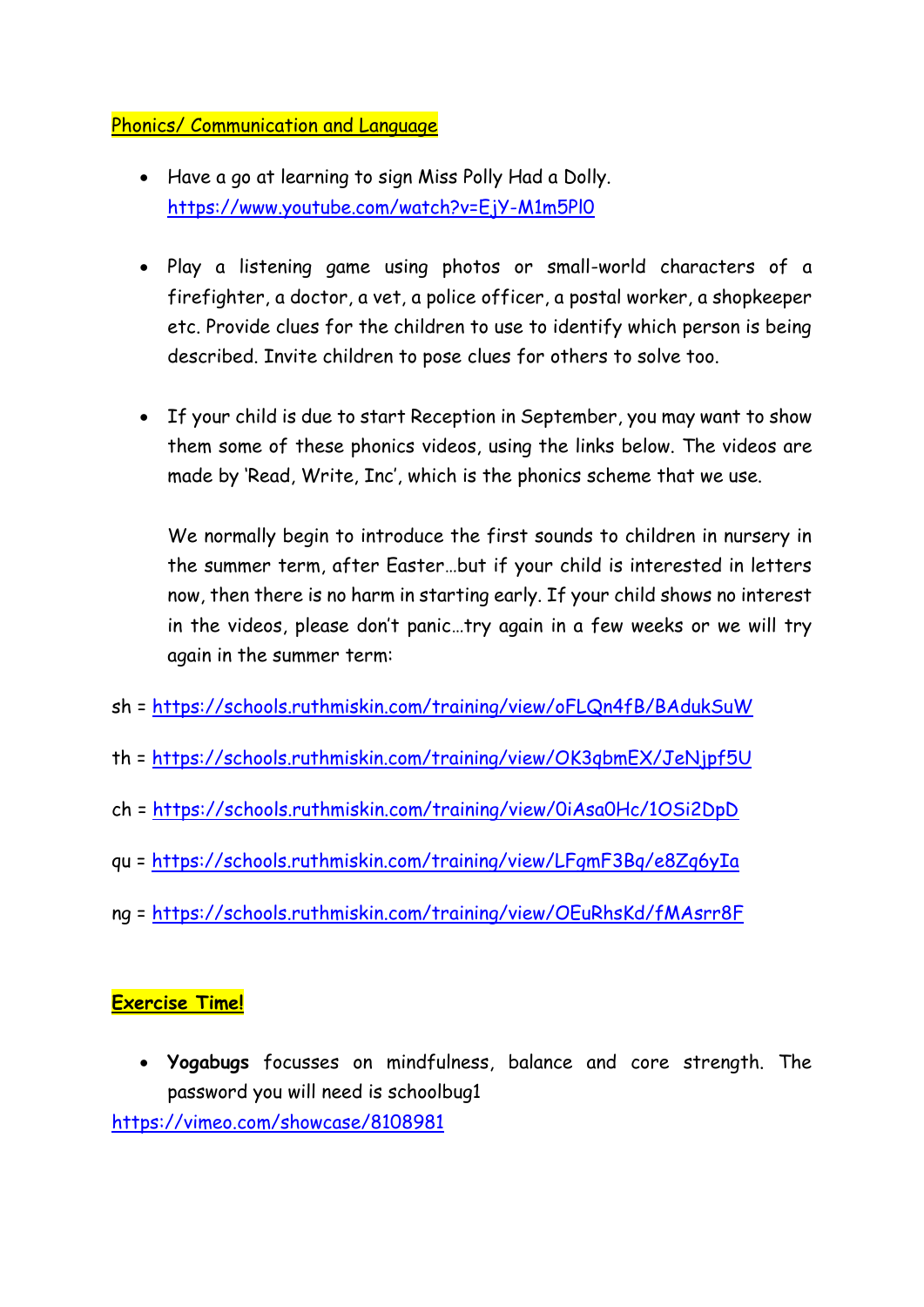Phonics/ Communication and Language

- Have a go at learning to sign Miss Polly Had a Dolly. https://www.youtube.com/watch?v=EjY-M1m5Pl0

- Play a listening game using photos or small-world characters of a firefighter, a doctor, a vet, a police officer, a postal worker, a shopkeeper etc. Provide clues for the children to use to identify which person is being described. Invite children to pose clues for others to solve too.

- If your child is due to start Reception in September, you may want to show them some of these phonics videos, using the links below. The videos are made by 'Read, Write, Inc', which is the phonics scheme that we use.

  We normally begin to introduce the first sounds to children in nursery in the summer term, after Easter…but if your child is interested in letters now, then there is no harm in starting early. If your child shows no interest in the videos, please don't panic…try again in a few weeks or we will try again in the summer term:

sh = https://schools.ruthmiskin.com/training/view/oFLQn4fB/BAdukSuW

th = https://schools.ruthmiskin.com/training/view/OK3qbmEX/JeNjpf5U

ch = https://schools.ruthmiskin.com/training/view/0iAsa0Hc/1OSi2DpD

qu = https://schools.ruthmiskin.com/training/view/LFgmF3Bq/e8Zq6yIa

ng = https://schools.ruthmiskin.com/training/view/OEuRhsKd/fMAsrr8F

**Exercise Time!**

- **Yogabugs** focusses on mindfulness, balance and core strength. The password you will need is schoolbug1

https://vimeo.com/showcase/8108981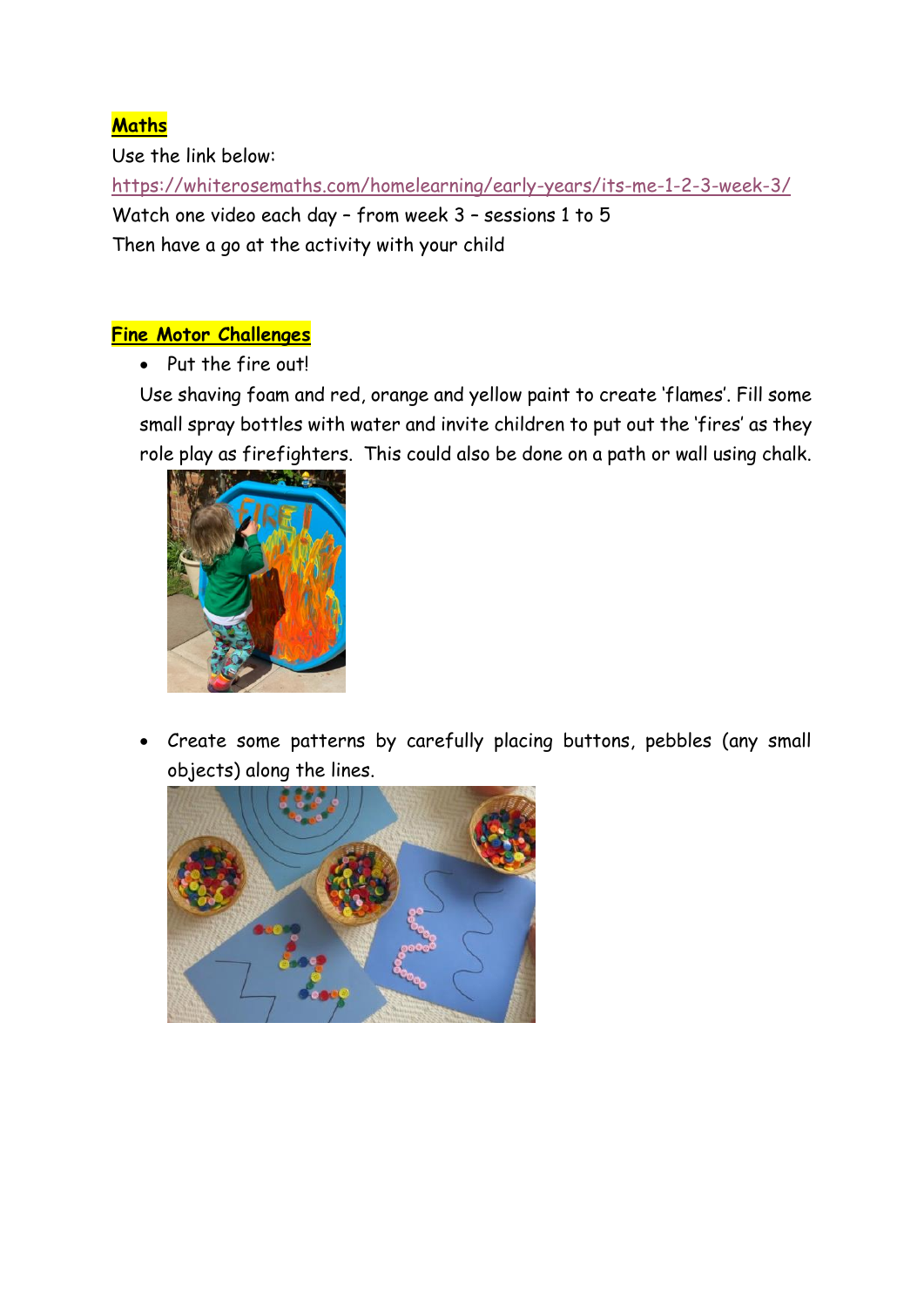## Maths

Use the link below:

https://whiterosemaths.com/homelearning/early-years/its-me-1-2-3-week-3/

Watch one video each day – from week 3 – sessions 1 to 5

Then have a go at the activity with your child

## Fine Motor Challenges

- Put the fire out!

  Use shaving foam and red, orange and yellow paint to create 'flames'. Fill some small spray bottles with water and invite children to put out the 'fires' as they role play as firefighters. This could also be done on a path or wall using chalk.

- Create some patterns by carefully placing buttons, pebbles (any small objects) along the lines.